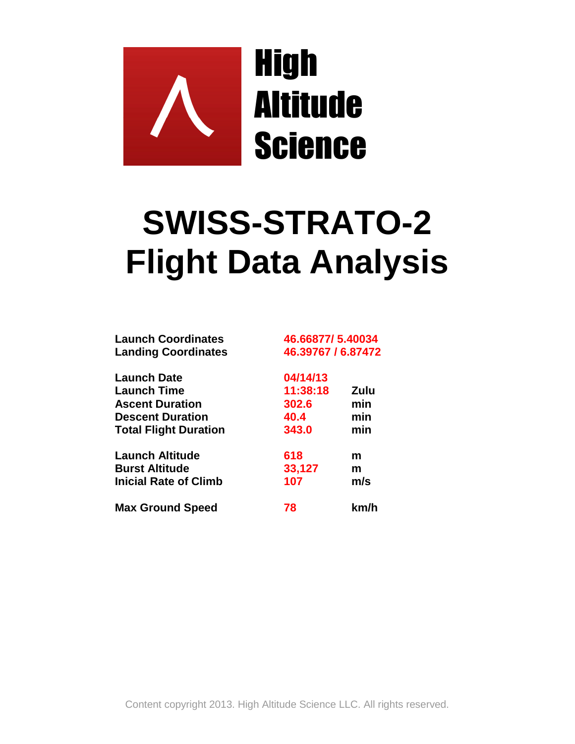High Altitude Science

# SWISS-STRATO-2 Flight Data Analysis

| | | |
|---|---|---|
| **Launch Coordinates** | **46.66877/ 5.40034** | |
| **Landing Coordinates** | **46.39767 / 6.87472** | |
| **Launch Date** | **04/14/13** | |
| **Launch Time** | **11:38:18** | **Zulu** |
| **Ascent Duration** | **302.6** | **min** |
| **Descent Duration** | **40.4** | **min** |
| **Total Flight Duration** | **343.0** | **min** |
| **Launch Altitude** | **618** | **m** |
| **Burst Altitude** | **33,127** | **m** |
| **Inicial Rate of Climb** | **107** | **m/s** |
| **Max Ground Speed** | **78** | **km/h** |

Content copyright 2013. High Altitude Science LLC. All rights reserved.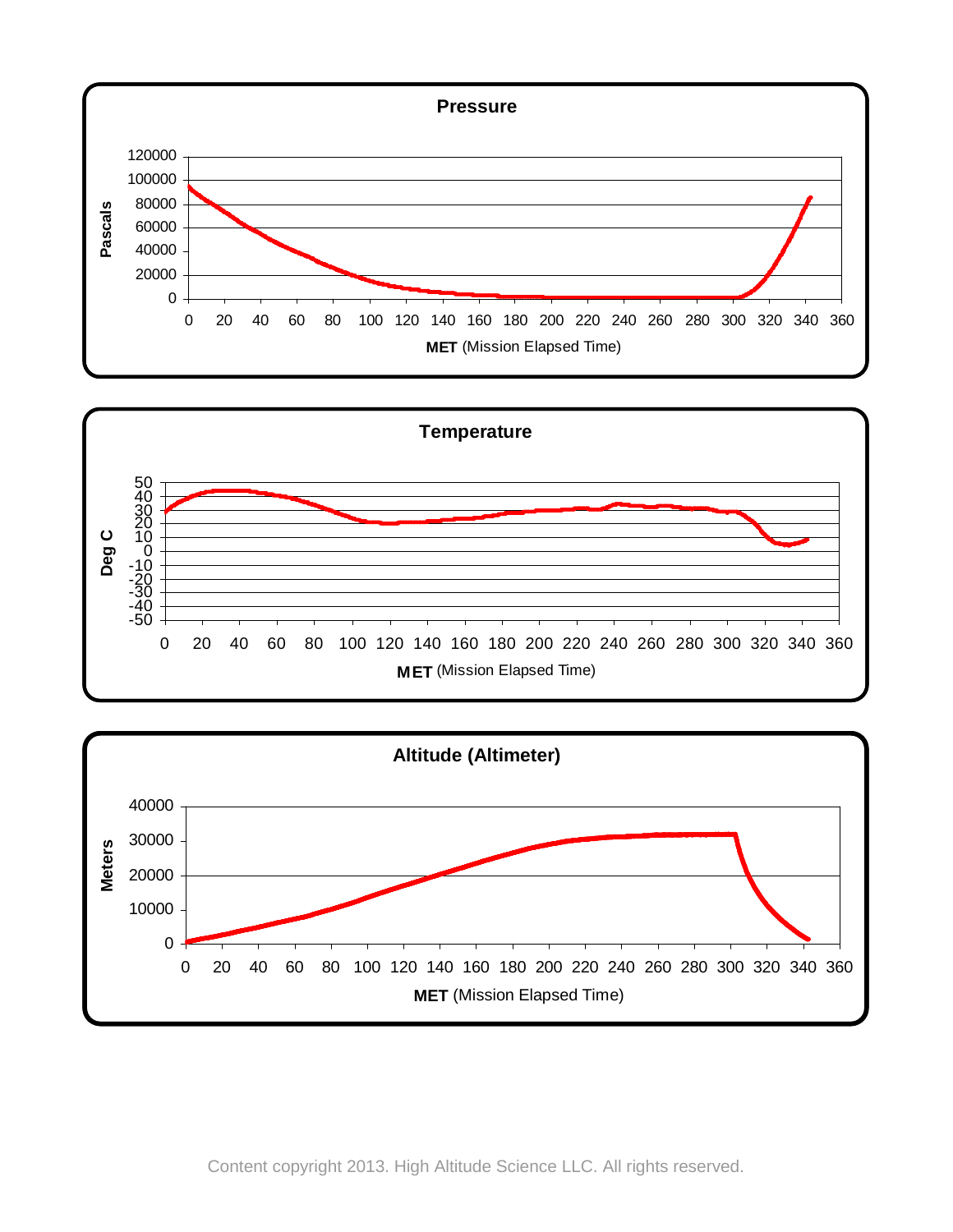### Pressure

Pascals (0–120000) vs. **MET** (Mission Elapsed Time) (0–360)

### Temperature

Deg C (-50–50) vs. **MET** (Mission Elapsed Time) (0–360)

### Altitude (Altimeter)

Meters (0–40000) vs. **MET** (Mission Elapsed Time) (0–360)

Content copyright 2013. High Altitude Science LLC. All rights reserved.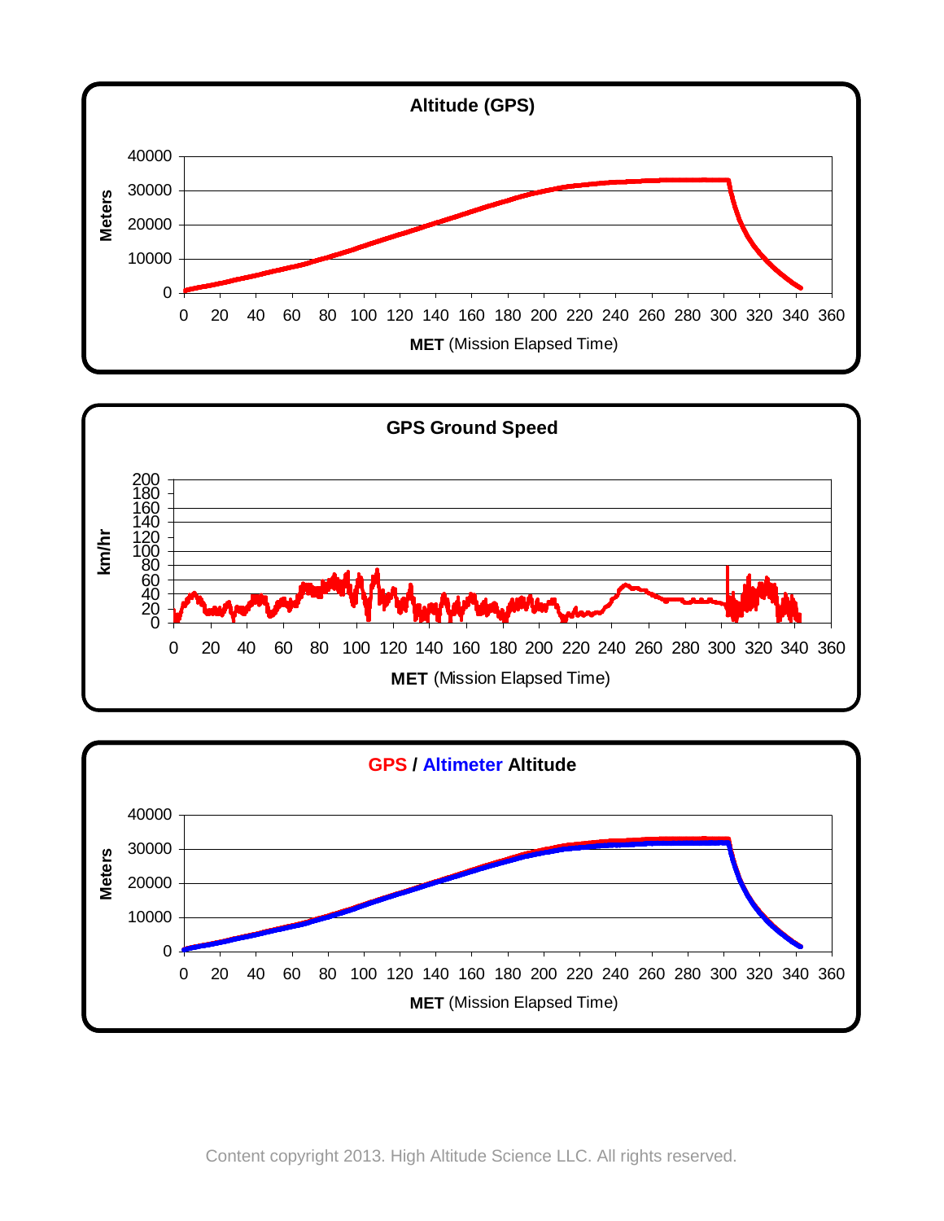**Altitude (GPS)**

Meters

40000
30000
20000
10000
0

0 20 40 60 80 100 120 140 160 180 200 220 240 260 280 300 320 340 360

**MET** (Mission Elapsed Time)

**GPS Ground Speed**

km/hr

200
180
160
140
120
100
80
60
40
20
0

0 20 40 60 80 100 120 140 160 180 200 220 240 260 280 300 320 340 360

**MET** (Mission Elapsed Time)

**GPS / Altimeter Altitude**

Meters

40000
30000
20000
10000
0

0 20 40 60 80 100 120 140 160 180 200 220 240 260 280 300 320 340 360

**MET** (Mission Elapsed Time)

Content copyright 2013. High Altitude Science LLC. All rights reserved.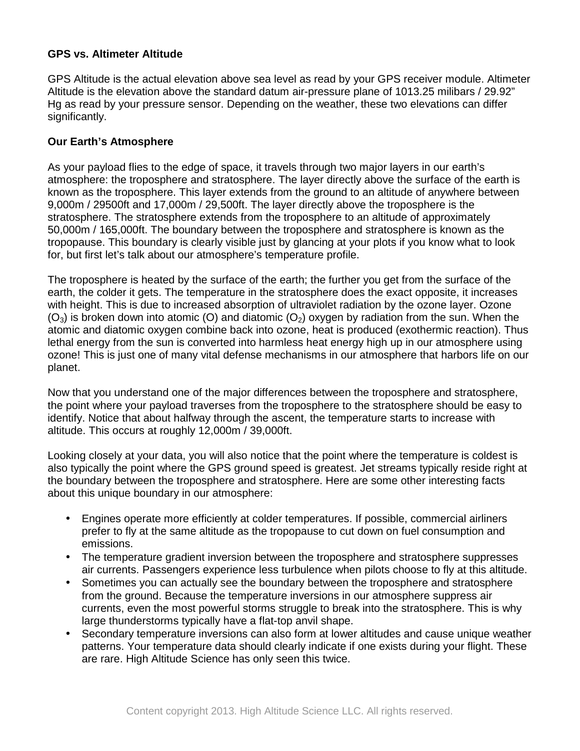**GPS vs. Altimeter Altitude**

GPS Altitude is the actual elevation above sea level as read by your GPS receiver module. Altimeter Altitude is the elevation above the standard datum air-pressure plane of 1013.25 milibars / 29.92" Hg as read by your pressure sensor. Depending on the weather, these two elevations can differ significantly.

**Our Earth's Atmosphere**

As your payload flies to the edge of space, it travels through two major layers in our earth's atmosphere: the troposphere and stratosphere. The layer directly above the surface of the earth is known as the troposphere. This layer extends from the ground to an altitude of anywhere between 9,000m / 29500ft and 17,000m / 29,500ft. The layer directly above the troposphere is the stratosphere. The stratosphere extends from the troposphere to an altitude of approximately 50,000m / 165,000ft. The boundary between the troposphere and stratosphere is known as the tropopause. This boundary is clearly visible just by glancing at your plots if you know what to look for, but first let's talk about our atmosphere's temperature profile.

The troposphere is heated by the surface of the earth; the further you get from the surface of the earth, the colder it gets. The temperature in the stratosphere does the exact opposite, it increases with height. This is due to increased absorption of ultraviolet radiation by the ozone layer. Ozone ($O_3$) is broken down into atomic (O) and diatomic ($O_2$) oxygen by radiation from the sun. When the atomic and diatomic oxygen combine back into ozone, heat is produced (exothermic reaction). Thus lethal energy from the sun is converted into harmless heat energy high up in our atmosphere using ozone! This is just one of many vital defense mechanisms in our atmosphere that harbors life on our planet.

Now that you understand one of the major differences between the troposphere and stratosphere, the point where your payload traverses from the troposphere to the stratosphere should be easy to identify. Notice that about halfway through the ascent, the temperature starts to increase with altitude. This occurs at roughly 12,000m / 39,000ft.

Looking closely at your data, you will also notice that the point where the temperature is coldest is also typically the point where the GPS ground speed is greatest. Jet streams typically reside right at the boundary between the troposphere and stratosphere. Here are some other interesting facts about this unique boundary in our atmosphere:

- Engines operate more efficiently at colder temperatures. If possible, commercial airliners prefer to fly at the same altitude as the tropopause to cut down on fuel consumption and emissions.
- The temperature gradient inversion between the troposphere and stratosphere suppresses air currents. Passengers experience less turbulence when pilots choose to fly at this altitude.
- Sometimes you can actually see the boundary between the troposphere and stratosphere from the ground. Because the temperature inversions in our atmosphere suppress air currents, even the most powerful storms struggle to break into the stratosphere. This is why large thunderstorms typically have a flat-top anvil shape.
- Secondary temperature inversions can also form at lower altitudes and cause unique weather patterns. Your temperature data should clearly indicate if one exists during your flight. These are rare. High Altitude Science has only seen this twice.